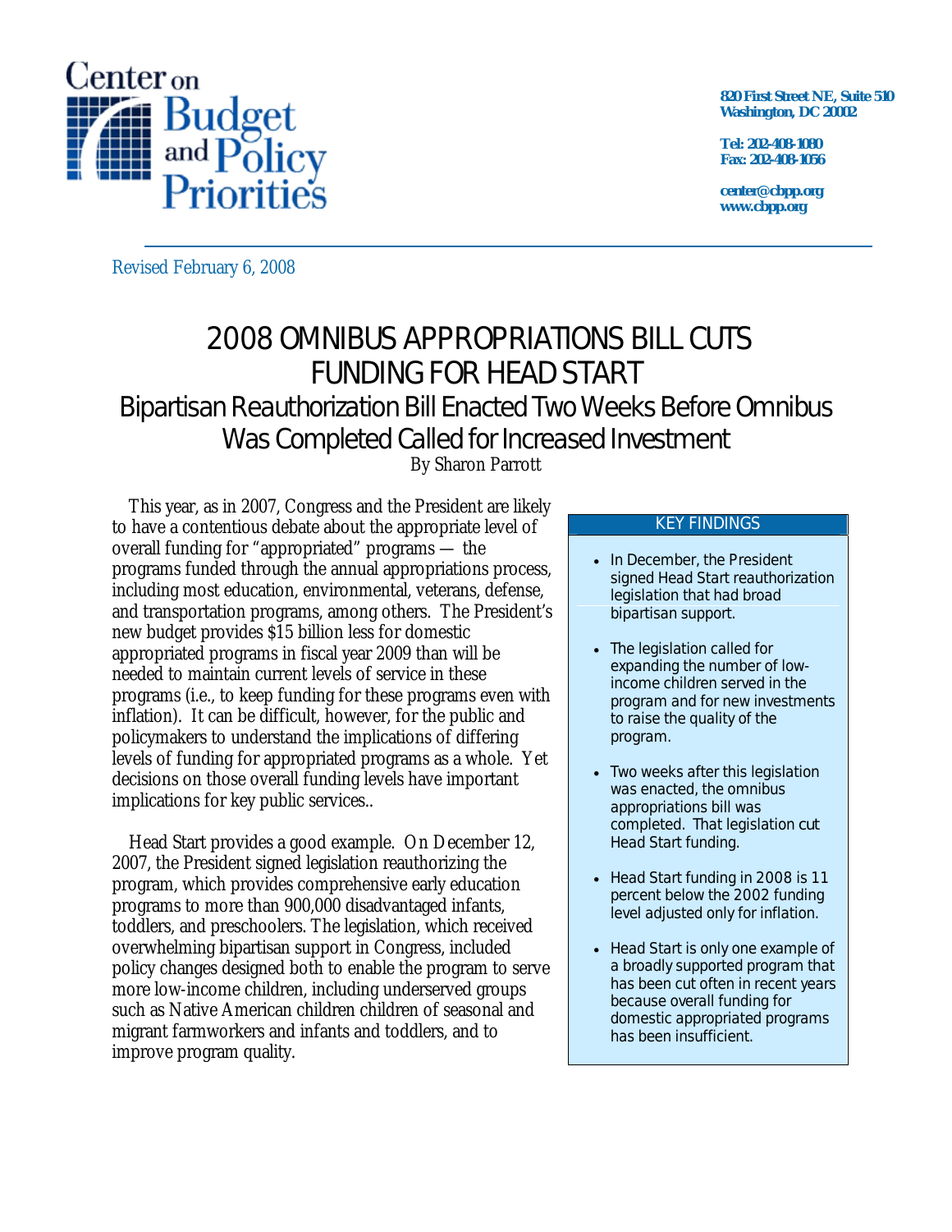Center on Budget and Policy Priorities

820 First Street NE, Suite 510
Washington, DC 20002

Tel: 202-408-1080
Fax: 202-408-1056

center@cbpp.org
www.cbpp.org

Revised February 6, 2008

# 2008 OMNIBUS APPROPRIATIONS BILL CUTS FUNDING FOR HEAD START

## Bipartisan Reauthorization Bill Enacted Two Weeks Before Omnibus Was Completed Called for Increased Investment

By Sharon Parrott

This year, as in 2007, Congress and the President are likely to have a contentious debate about the appropriate level of overall funding for "appropriated" programs — the programs funded through the annual appropriations process, including most education, environmental, veterans, defense, and transportation programs, among others. The President's new budget provides $15 billion less for domestic appropriated programs in fiscal year 2009 than will be needed to maintain current levels of service in these programs (i.e., to keep funding for these programs even with inflation). It can be difficult, however, for the public and policymakers to understand the implications of differing levels of funding for appropriated programs as a whole. Yet decisions on those overall funding levels have important implications for key public services..

Head Start provides a good example. On December 12, 2007, the President signed legislation reauthorizing the program, which provides comprehensive early education programs to more than 900,000 disadvantaged infants, toddlers, and preschoolers. The legislation, which received overwhelming bipartisan support in Congress, included policy changes designed both to enable the program to serve more low-income children, including underserved groups such as Native American children children of seasonal and migrant farmworkers and infants and toddlers, and to improve program quality.

**KEY FINDINGS**

- In December, the President signed Head Start reauthorization legislation that had broad bipartisan support.
- The legislation called for expanding the number of low-income children served in the program and for new investments to raise the quality of the program.
- Two weeks after this legislation was enacted, the omnibus appropriations bill was completed. That legislation cut Head Start funding.
- Head Start funding in 2008 is 11 percent below the 2002 funding level adjusted only for inflation.
- Head Start is only one example of a broadly supported program that has been cut often in recent years because overall funding for domestic appropriated programs has been insufficient.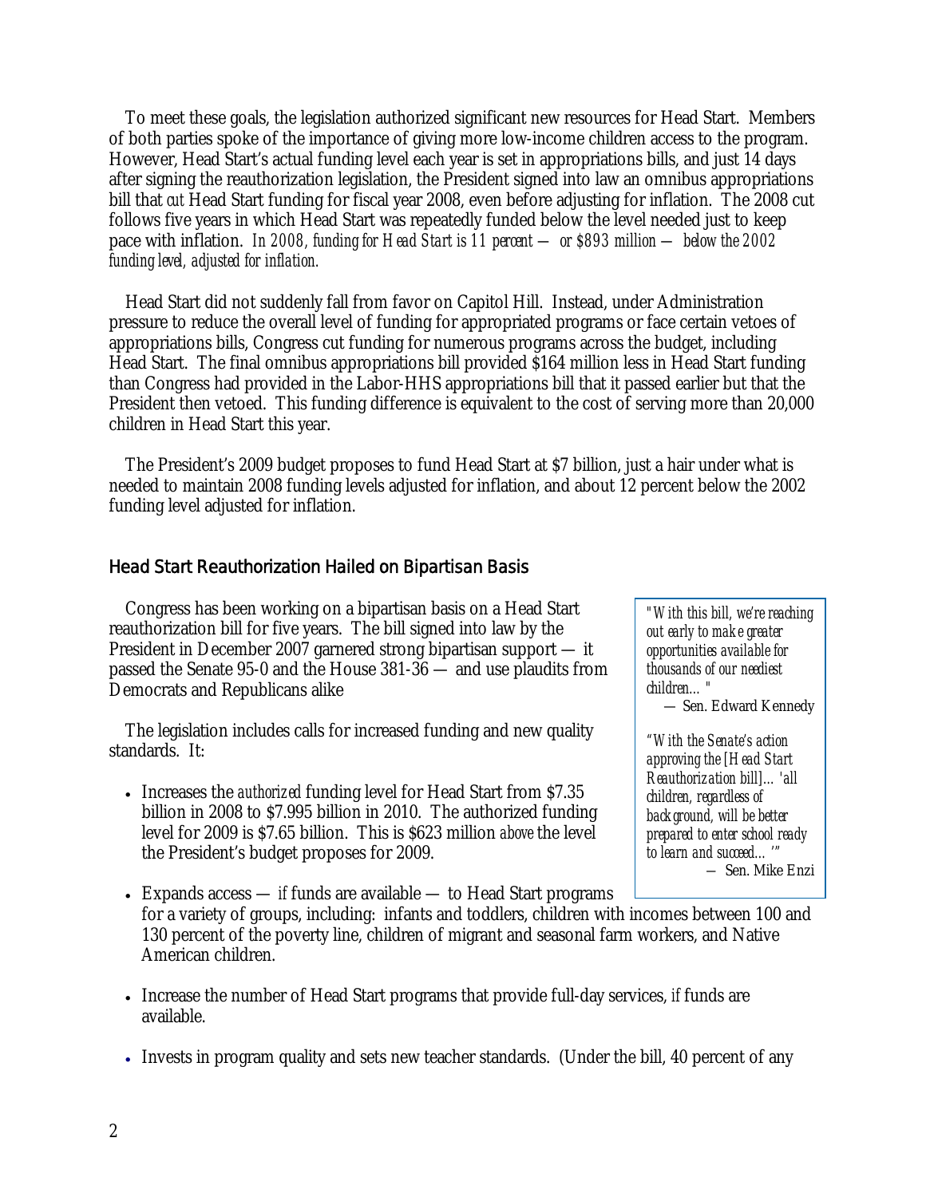To meet these goals, the legislation authorized significant new resources for Head Start. Members of both parties spoke of the importance of giving more low-income children access to the program. However, Head Start's actual funding level each year is set in appropriations bills, and just 14 days after signing the reauthorization legislation, the President signed into law an omnibus appropriations bill that *cut* Head Start funding for fiscal year 2008, even before adjusting for inflation. The 2008 cut follows five years in which Head Start was repeatedly funded below the level needed just to keep pace with inflation. *In 2008, funding for Head Start is 11 percent — or $893 million — below the 2002 funding level, adjusted for inflation.*

Head Start did not suddenly fall from favor on Capitol Hill. Instead, under Administration pressure to reduce the overall level of funding for appropriated programs or face certain vetoes of appropriations bills, Congress cut funding for numerous programs across the budget, including Head Start. The final omnibus appropriations bill provided $164 million less in Head Start funding than Congress had provided in the Labor-HHS appropriations bill that it passed earlier but that the President then vetoed. This funding difference is equivalent to the cost of serving more than 20,000 children in Head Start this year.

The President's 2009 budget proposes to fund Head Start at $7 billion, just a hair under what is needed to maintain 2008 funding levels adjusted for inflation, and about 12 percent below the 2002 funding level adjusted for inflation.

## Head Start Reauthorization Hailed on Bipartisan Basis

Congress has been working on a bipartisan basis on a Head Start reauthorization bill for five years. The bill signed into law by the President in December 2007 garnered strong bipartisan support — it passed the Senate 95-0 and the House 381-36 — and use plaudits from Democrats and Republicans alike

> *"With this bill, we're reaching out early to make greater opportunities available for thousands of our neediest children..."*
> — Sen. Edward Kennedy
>
> *"With the Senate's action approving the [Head Start Reauthorization bill]... 'all children, regardless of background, will be better prepared to enter school ready to learn and succeed...'"*
> — Sen. Mike Enzi

The legislation includes calls for increased funding and new quality standards. It:

- Increases the *authorized* funding level for Head Start from $7.35 billion in 2008 to $7.995 billion in 2010. The authorized funding level for 2009 is $7.65 billion. This is $623 million *above* the level the President's budget proposes for 2009.
- Expands access — *if* funds are available — to Head Start programs for a variety of groups, including: infants and toddlers, children with incomes between 100 and 130 percent of the poverty line, children of migrant and seasonal farm workers, and Native American children.
- Increase the number of Head Start programs that provide full-day services, *if* funds are available.
- Invests in program quality and sets new teacher standards. (Under the bill, 40 percent of any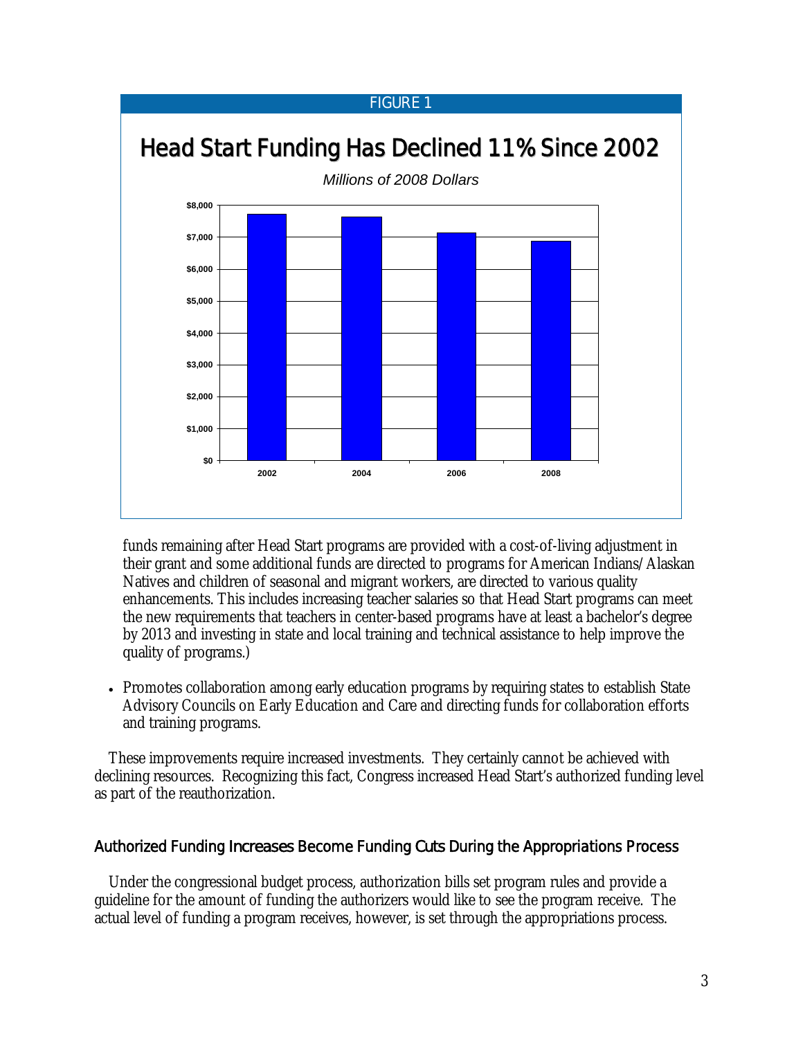FIGURE 1

## Head Start Funding Has Declined 11% Since 2002

*Millions of 2008 Dollars*

| Year | Funding |
|---|---|
| 2002 | ~$7,700 |
| 2004 | ~$7,600 |
| 2006 | ~$7,100 |
| 2008 | ~$6,900 |

funds remaining after Head Start programs are provided with a cost-of-living adjustment in their grant and some additional funds are directed to programs for American Indians/Alaskan Natives and children of seasonal and migrant workers, are directed to various quality enhancements. This includes increasing teacher salaries so that Head Start programs can meet the new requirements that teachers in center-based programs have at least a bachelor's degree by 2013 and investing in state and local training and technical assistance to help improve the quality of programs.)

- Promotes collaboration among early education programs by requiring states to establish State Advisory Councils on Early Education and Care and directing funds for collaboration efforts and training programs.

These improvements require increased investments. They certainly cannot be achieved with declining resources. Recognizing this fact, Congress increased Head Start's authorized funding level as part of the reauthorization.

### Authorized Funding Increases Become Funding Cuts During the Appropriations Process

Under the congressional budget process, authorization bills set program rules and provide a guideline for the amount of funding the authorizers would like to see the program receive. The actual level of funding a program receives, however, is set through the appropriations process.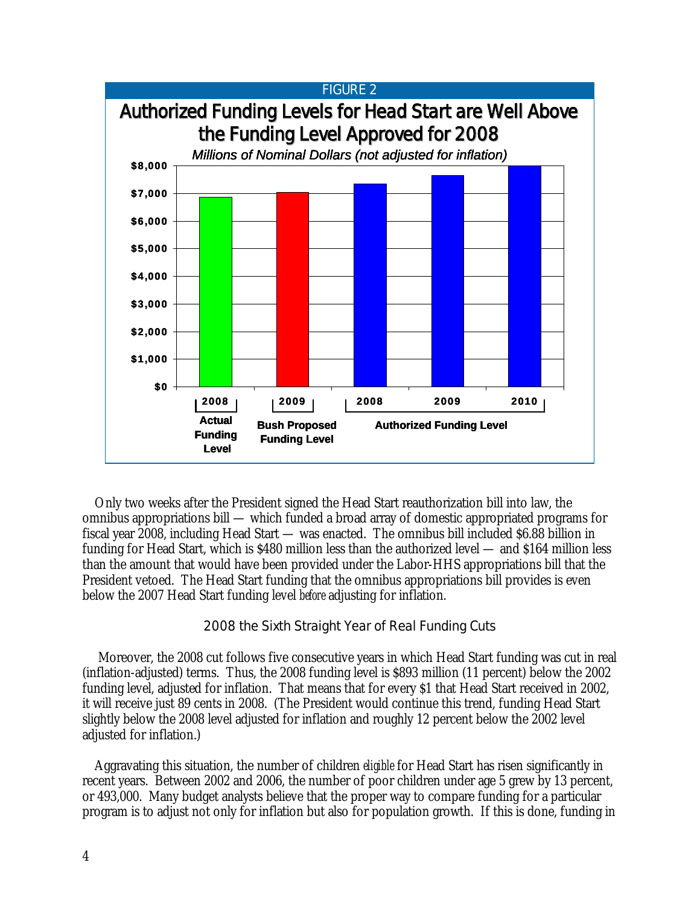FIGURE 2

**Authorized Funding Levels for Head Start are Well Above the Funding Level Approved for 2008**

*Millions of Nominal Dollars (not adjusted for inflation)*

| Category | Year | Amount |
|---|---|---|
| Actual Funding Level | 2008 | ~$6,880 |
| Bush Proposed Funding Level | 2009 | ~$7,030 |
| Authorized Funding Level | 2008 | ~$7,350 |
| Authorized Funding Level | 2009 | ~$7,650 |
| Authorized Funding Level | 2010 | ~$8,000 |

Only two weeks after the President signed the Head Start reauthorization bill into law, the omnibus appropriations bill — which funded a broad array of domestic appropriated programs for fiscal year 2008, including Head Start — was enacted. The omnibus bill included $6.88 billion in funding for Head Start, which is $480 million less than the authorized level — and $164 million less than the amount that would have been provided under the Labor-HHS appropriations bill that the President vetoed. The Head Start funding that the omnibus appropriations bill provides is even below the 2007 Head Start funding level *before* adjusting for inflation.

## 2008 the Sixth Straight Year of Real Funding Cuts

Moreover, the 2008 cut follows five consecutive years in which Head Start funding was cut in real (inflation-adjusted) terms. Thus, the 2008 funding level is $893 million (11 percent) below the 2002 funding level, adjusted for inflation. That means that for every $1 that Head Start received in 2002, it will receive just 89 cents in 2008. (The President would continue this trend, funding Head Start slightly below the 2008 level adjusted for inflation and roughly 12 percent below the 2002 level adjusted for inflation.)

Aggravating this situation, the number of children *eligible* for Head Start has risen significantly in recent years. Between 2002 and 2006, the number of poor children under age 5 grew by 13 percent, or 493,000. Many budget analysts believe that the proper way to compare funding for a particular program is to adjust not only for inflation but also for population growth. If this is done, funding in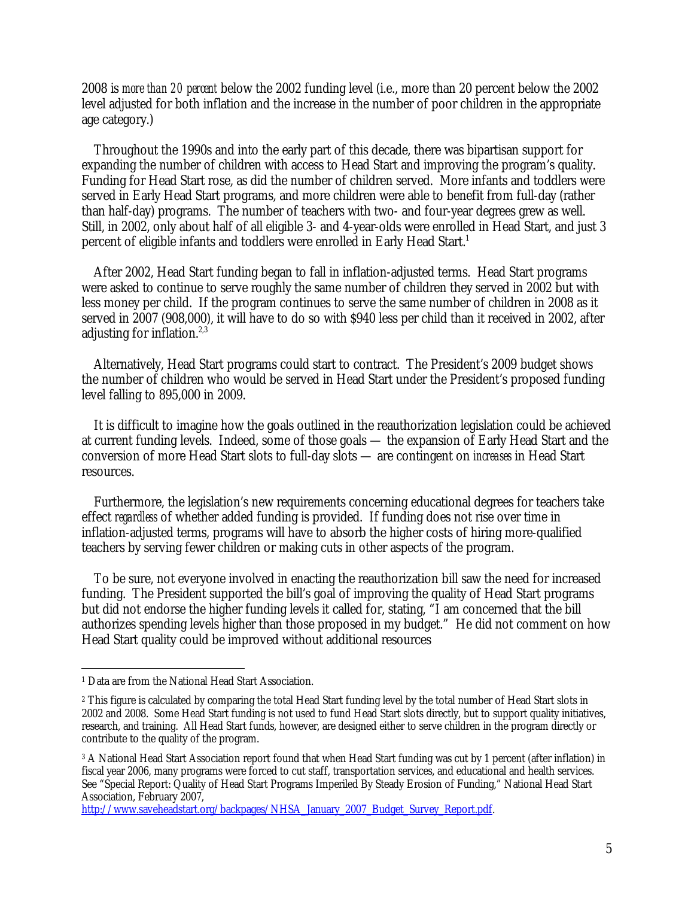2008 is *more than 20 percent* below the 2002 funding level (i.e., more than 20 percent below the 2002 level adjusted for both inflation and the increase in the number of poor children in the appropriate age category.)

Throughout the 1990s and into the early part of this decade, there was bipartisan support for expanding the number of children with access to Head Start and improving the program's quality. Funding for Head Start rose, as did the number of children served. More infants and toddlers were served in Early Head Start programs, and more children were able to benefit from full-day (rather than half-day) programs. The number of teachers with two- and four-year degrees grew as well. Still, in 2002, only about half of all eligible 3- and 4-year-olds were enrolled in Head Start, and just 3 percent of eligible infants and toddlers were enrolled in Early Head Start.[1]

After 2002, Head Start funding began to fall in inflation-adjusted terms. Head Start programs were asked to continue to serve roughly the same number of children they served in 2002 but with less money per child. If the program continues to serve the same number of children in 2008 as it served in 2007 (908,000), it will have to do so with $940 less per child than it received in 2002, after adjusting for inflation.[2,3]

Alternatively, Head Start programs could start to contract. The President's 2009 budget shows the number of children who would be served in Head Start under the President's proposed funding level falling to 895,000 in 2009.

It is difficult to imagine how the goals outlined in the reauthorization legislation could be achieved at current funding levels. Indeed, some of those goals — the expansion of Early Head Start and the conversion of more Head Start slots to full-day slots — are contingent on *increases* in Head Start resources.

Furthermore, the legislation's new requirements concerning educational degrees for teachers take effect *regardless* of whether added funding is provided. If funding does not rise over time in inflation-adjusted terms, programs will have to absorb the higher costs of hiring more-qualified teachers by serving fewer children or making cuts in other aspects of the program.

To be sure, not everyone involved in enacting the reauthorization bill saw the need for increased funding. The President supported the bill's goal of improving the quality of Head Start programs but did not endorse the higher funding levels it called for, stating, "I am concerned that the bill authorizes spending levels higher than those proposed in my budget." He did not comment on how Head Start quality could be improved without additional resources

---

[1] Data are from the National Head Start Association.

[2] This figure is calculated by comparing the total Head Start funding level by the total number of Head Start slots in 2002 and 2008. Some Head Start funding is not used to fund Head Start slots directly, but to support quality initiatives, research, and training. All Head Start funds, however, are designed either to serve children in the program directly or contribute to the quality of the program.

[3] A National Head Start Association report found that when Head Start funding was cut by 1 percent (after inflation) in fiscal year 2006, many programs were forced to cut staff, transportation services, and educational and health services. See "Special Report: Quality of Head Start Programs Imperiled By Steady Erosion of Funding," National Head Start Association, February 2007, http://www.saveheadstart.org/backpages/NHSA_January_2007_Budget_Survey_Report.pdf.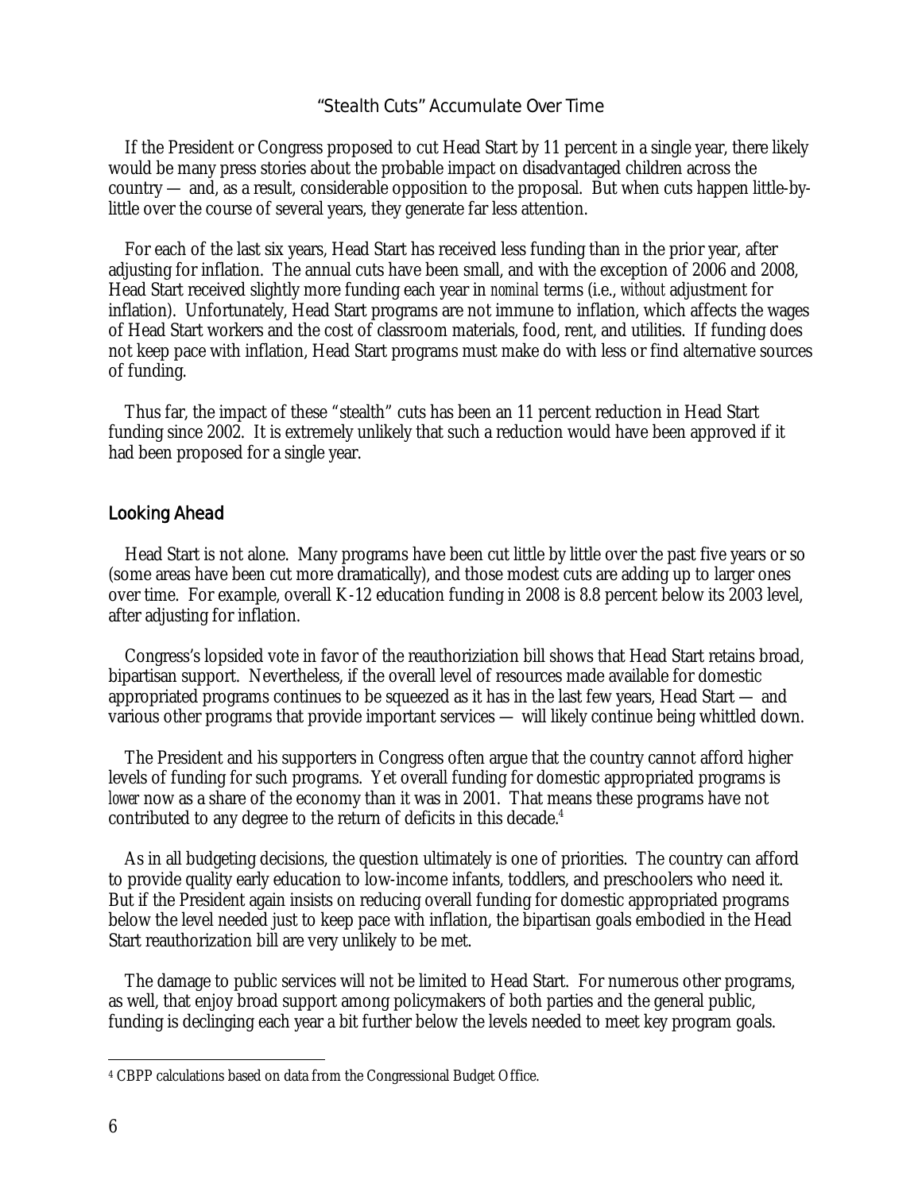### "Stealth Cuts" Accumulate Over Time

If the President or Congress proposed to cut Head Start by 11 percent in a single year, there likely would be many press stories about the probable impact on disadvantaged children across the country — and, as a result, considerable opposition to the proposal. But when cuts happen little-by-little over the course of several years, they generate far less attention.

For each of the last six years, Head Start has received less funding than in the prior year, after adjusting for inflation. The annual cuts have been small, and with the exception of 2006 and 2008, Head Start received slightly more funding each year in *nominal* terms (i.e., *without* adjustment for inflation). Unfortunately, Head Start programs are not immune to inflation, which affects the wages of Head Start workers and the cost of classroom materials, food, rent, and utilities. If funding does not keep pace with inflation, Head Start programs must make do with less or find alternative sources of funding.

Thus far, the impact of these "stealth" cuts has been an 11 percent reduction in Head Start funding since 2002. It is extremely unlikely that such a reduction would have been approved if it had been proposed for a single year.

## Looking Ahead

Head Start is not alone. Many programs have been cut little by little over the past five years or so (some areas have been cut more dramatically), and those modest cuts are adding up to larger ones over time. For example, overall K-12 education funding in 2008 is 8.8 percent below its 2003 level, after adjusting for inflation.

Congress's lopsided vote in favor of the reauthoriziation bill shows that Head Start retains broad, bipartisan support. Nevertheless, if the overall level of resources made available for domestic appropriated programs continues to be squeezed as it has in the last few years, Head Start — and various other programs that provide important services — will likely continue being whittled down.

The President and his supporters in Congress often argue that the country cannot afford higher levels of funding for such programs. Yet overall funding for domestic appropriated programs is *lower* now as a share of the economy than it was in 2001. That means these programs have not contributed to any degree to the return of deficits in this decade.[4]

As in all budgeting decisions, the question ultimately is one of priorities. The country can afford to provide quality early education to low-income infants, toddlers, and preschoolers who need it. But if the President again insists on reducing overall funding for domestic appropriated programs below the level needed just to keep pace with inflation, the bipartisan goals embodied in the Head Start reauthorization bill are very unlikely to be met.

The damage to public services will not be limited to Head Start. For numerous other programs, as well, that enjoy broad support among policymakers of both parties and the general public, funding is declinging each year a bit further below the levels needed to meet key program goals.

---

[4] CBPP calculations based on data from the Congressional Budget Office.